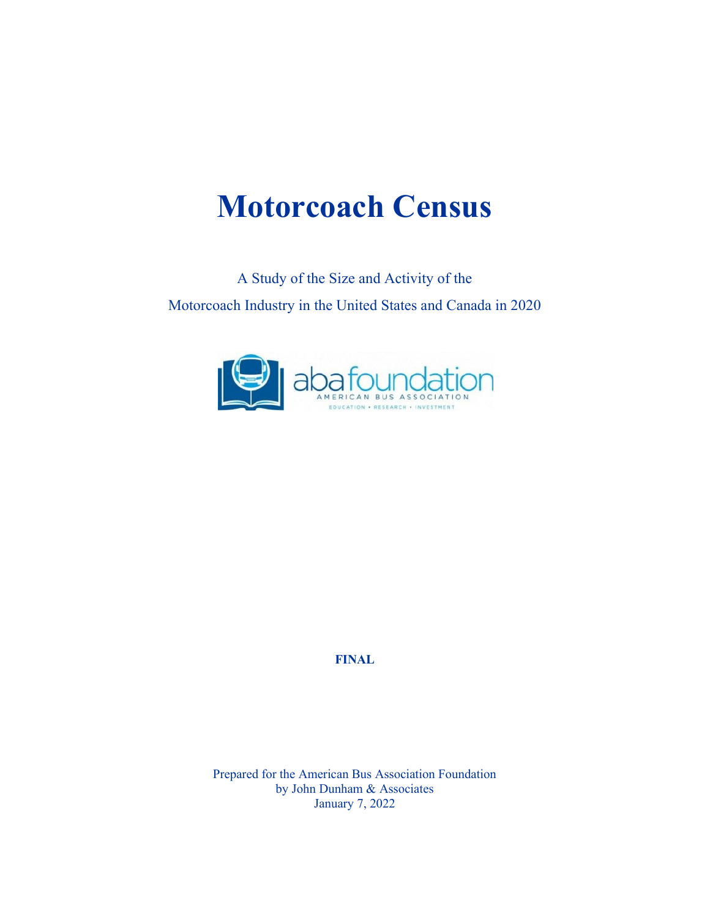# Motorcoach Census

A Study of the Size and Activity of the

Motorcoach Industry in the United States and Canada in 2020

aba foundation

AMERICAN BUS ASSOCIATION

EDUCATION • RESEARCH • INVESTMENT

**FINAL**

Prepared for the American Bus Association Foundation
by John Dunham & Associates
January 7, 2022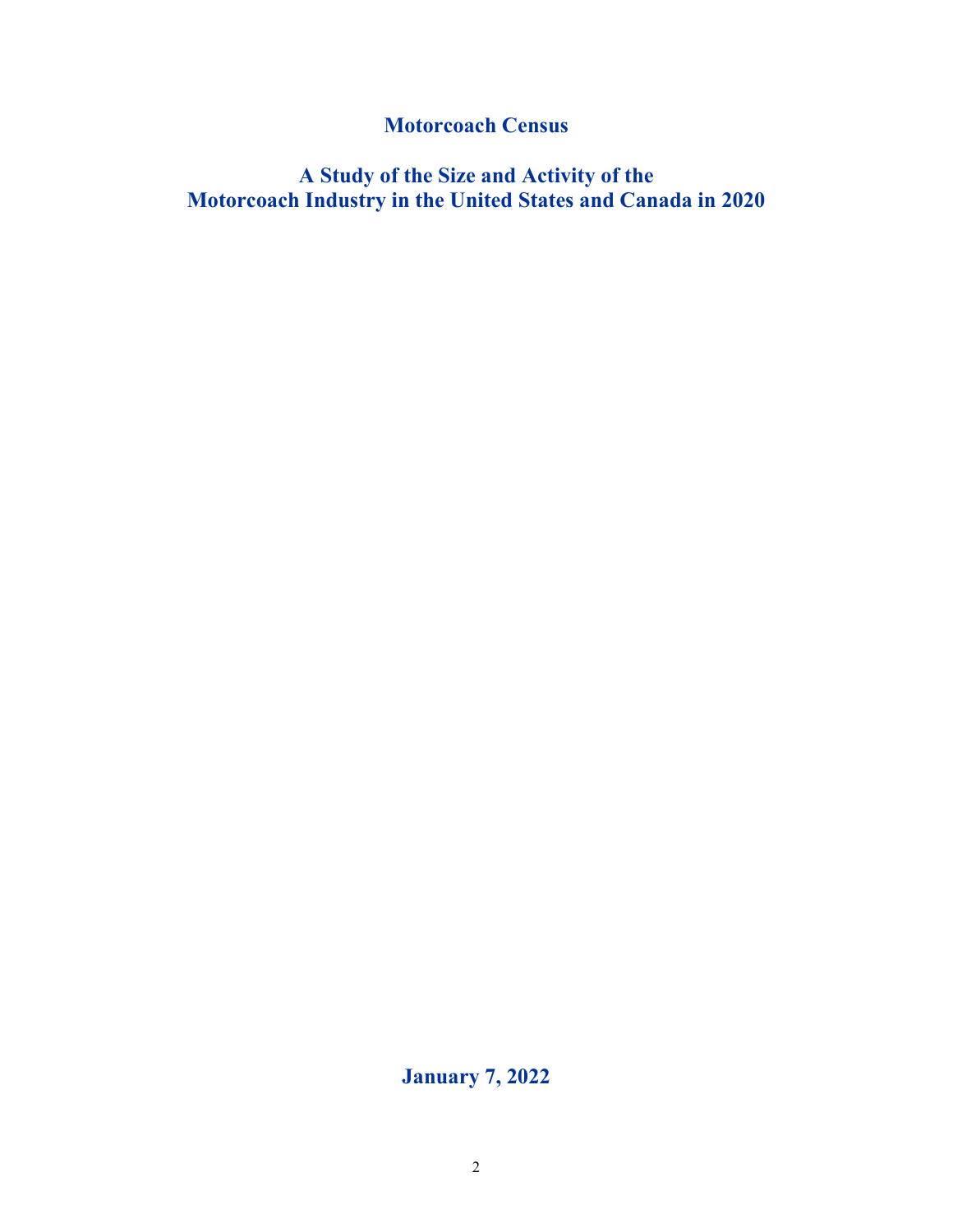# Motorcoach Census

## A Study of the Size and Activity of the Motorcoach Industry in the United States and Canada in 2020

**January 7, 2022**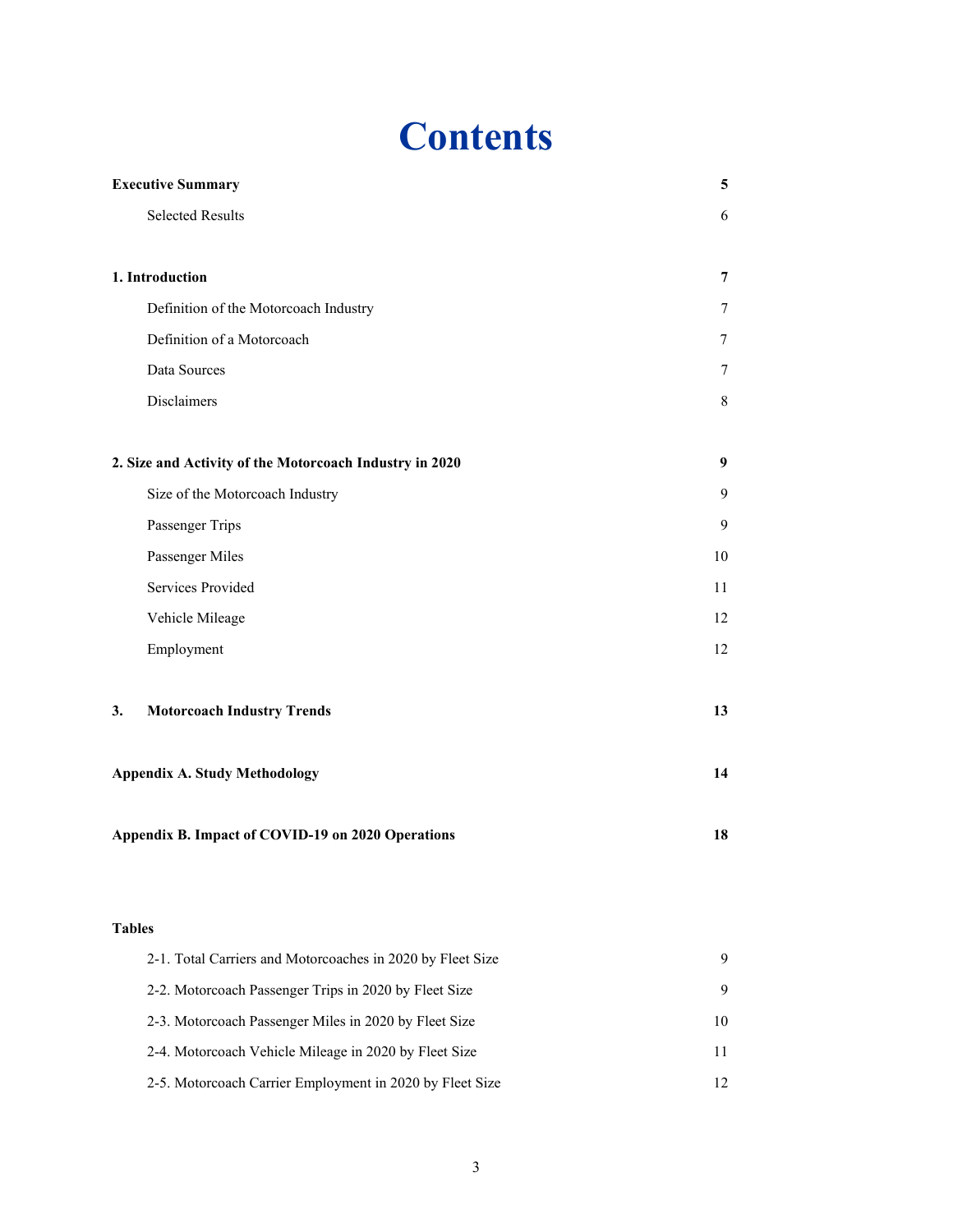# Contents

| | |
|---|---|
| **Executive Summary** | **5** |
| Selected Results | 6 |
| **1. Introduction** | **7** |
| Definition of the Motorcoach Industry | 7 |
| Definition of a Motorcoach | 7 |
| Data Sources | 7 |
| Disclaimers | 8 |
| **2. Size and Activity of the Motorcoach Industry in 2020** | **9** |
| Size of the Motorcoach Industry | 9 |
| Passenger Trips | 9 |
| Passenger Miles | 10 |
| Services Provided | 11 |
| Vehicle Mileage | 12 |
| Employment | 12 |
| **3. Motorcoach Industry Trends** | **13** |
| **Appendix A. Study Methodology** | **14** |
| **Appendix B. Impact of COVID-19 on 2020 Operations** | **18** |

**Tables**

| | |
|---|---|
| 2-1. Total Carriers and Motorcoaches in 2020 by Fleet Size | 9 |
| 2-2. Motorcoach Passenger Trips in 2020 by Fleet Size | 9 |
| 2-3. Motorcoach Passenger Miles in 2020 by Fleet Size | 10 |
| 2-4. Motorcoach Vehicle Mileage in 2020 by Fleet Size | 11 |
| 2-5. Motorcoach Carrier Employment in 2020 by Fleet Size | 12 |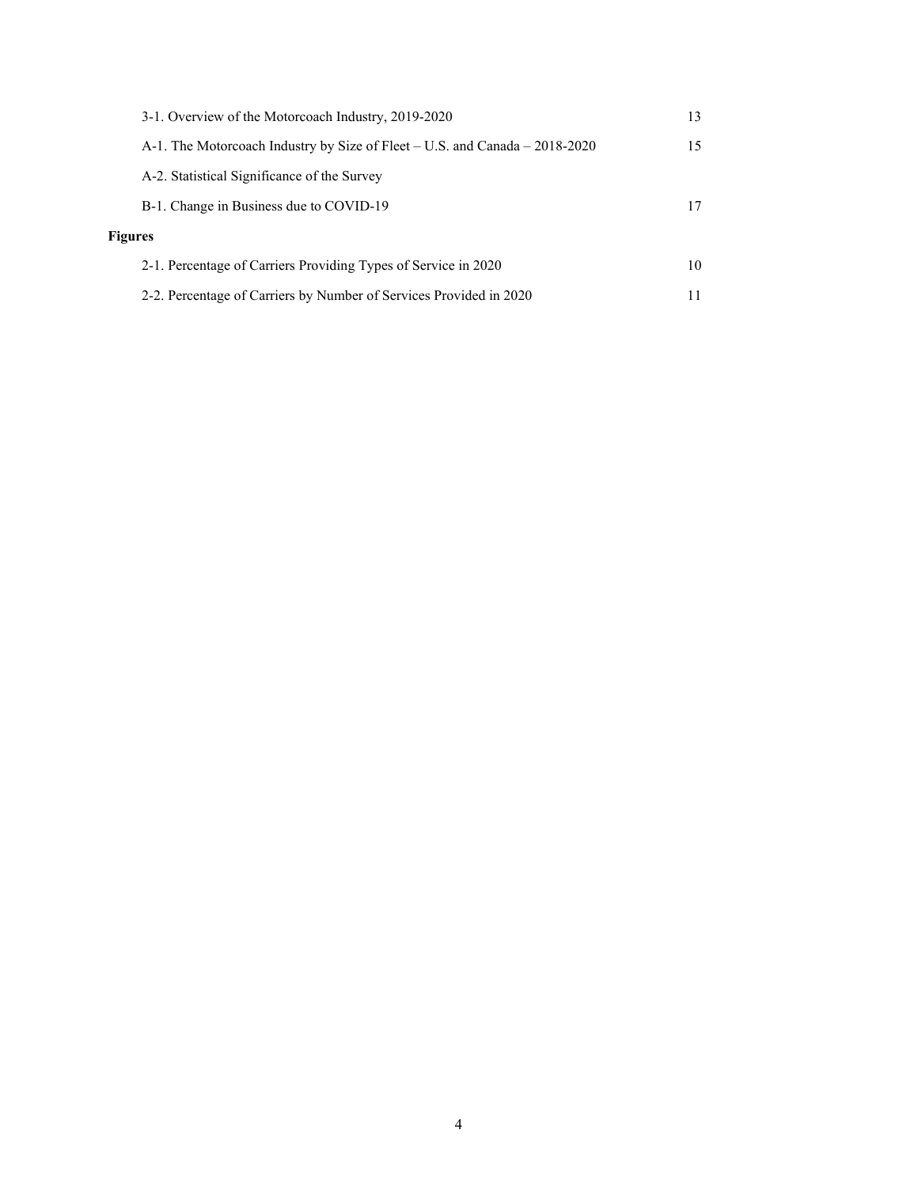3-1. Overview of the Motorcoach Industry, 2019-2020 13

A-1. The Motorcoach Industry by Size of Fleet – U.S. and Canada – 2018-2020 15

A-2. Statistical Significance of the Survey

B-1. Change in Business due to COVID-19 17

**Figures**

2-1. Percentage of Carriers Providing Types of Service in 2020 10

2-2. Percentage of Carriers by Number of Services Provided in 2020 11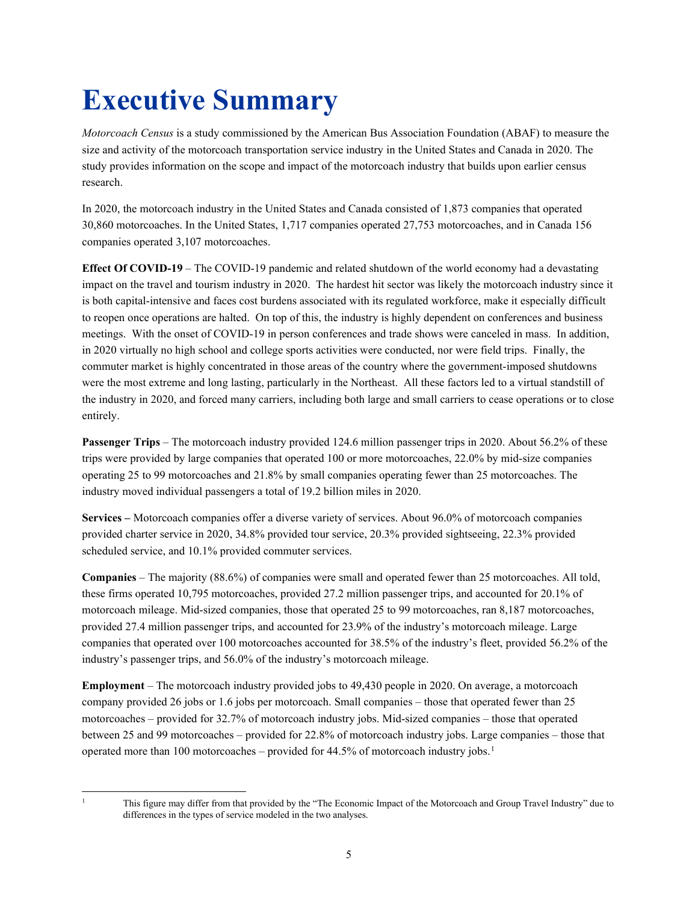# Executive Summary

*Motorcoach Census* is a study commissioned by the American Bus Association Foundation (ABAF) to measure the size and activity of the motorcoach transportation service industry in the United States and Canada in 2020. The study provides information on the scope and impact of the motorcoach industry that builds upon earlier census research.

In 2020, the motorcoach industry in the United States and Canada consisted of 1,873 companies that operated 30,860 motorcoaches. In the United States, 1,717 companies operated 27,753 motorcoaches, and in Canada 156 companies operated 3,107 motorcoaches.

**Effect Of COVID-19** – The COVID-19 pandemic and related shutdown of the world economy had a devastating impact on the travel and tourism industry in 2020. The hardest hit sector was likely the motorcoach industry since it is both capital-intensive and faces cost burdens associated with its regulated workforce, make it especially difficult to reopen once operations are halted. On top of this, the industry is highly dependent on conferences and business meetings. With the onset of COVID-19 in person conferences and trade shows were canceled in mass. In addition, in 2020 virtually no high school and college sports activities were conducted, nor were field trips. Finally, the commuter market is highly concentrated in those areas of the country where the government-imposed shutdowns were the most extreme and long lasting, particularly in the Northeast. All these factors led to a virtual standstill of the industry in 2020, and forced many carriers, including both large and small carriers to cease operations or to close entirely.

**Passenger Trips** – The motorcoach industry provided 124.6 million passenger trips in 2020. About 56.2% of these trips were provided by large companies that operated 100 or more motorcoaches, 22.0% by mid-size companies operating 25 to 99 motorcoaches and 21.8% by small companies operating fewer than 25 motorcoaches. The industry moved individual passengers a total of 19.2 billion miles in 2020.

**Services –** Motorcoach companies offer a diverse variety of services. About 96.0% of motorcoach companies provided charter service in 2020, 34.8% provided tour service, 20.3% provided sightseeing, 22.3% provided scheduled service, and 10.1% provided commuter services.

**Companies** – The majority (88.6%) of companies were small and operated fewer than 25 motorcoaches. All told, these firms operated 10,795 motorcoaches, provided 27.2 million passenger trips, and accounted for 20.1% of motorcoach mileage. Mid-sized companies, those that operated 25 to 99 motorcoaches, ran 8,187 motorcoaches, provided 27.4 million passenger trips, and accounted for 23.9% of the industry's motorcoach mileage. Large companies that operated over 100 motorcoaches accounted for 38.5% of the industry's fleet, provided 56.2% of the industry's passenger trips, and 56.0% of the industry's motorcoach mileage.

**Employment** – The motorcoach industry provided jobs to 49,430 people in 2020. On average, a motorcoach company provided 26 jobs or 1.6 jobs per motorcoach. Small companies – those that operated fewer than 25 motorcoaches – provided for 32.7% of motorcoach industry jobs. Mid-sized companies – those that operated between 25 and 99 motorcoaches – provided for 22.8% of motorcoach industry jobs. Large companies – those that operated more than 100 motorcoaches – provided for 44.5% of motorcoach industry jobs.[1]

[1] This figure may differ from that provided by the "The Economic Impact of the Motorcoach and Group Travel Industry" due to differences in the types of service modeled in the two analyses.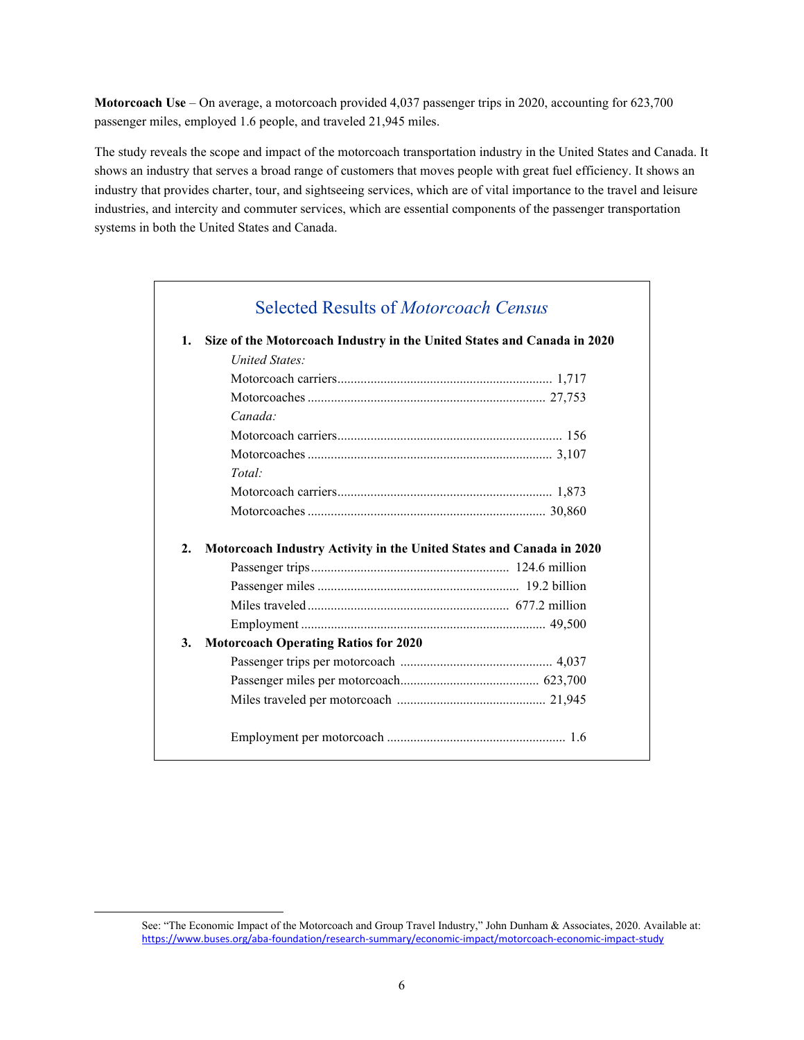**Motorcoach Use** – On average, a motorcoach provided 4,037 passenger trips in 2020, accounting for 623,700 passenger miles, employed 1.6 people, and traveled 21,945 miles.

The study reveals the scope and impact of the motorcoach transportation industry in the United States and Canada. It shows an industry that serves a broad range of customers that moves people with great fuel efficiency. It shows an industry that provides charter, tour, and sightseeing services, which are of vital importance to the travel and leisure industries, and intercity and commuter services, which are essential components of the passenger transportation systems in both the United States and Canada.

## Selected Results of *Motorcoach Census*

**1. Size of the Motorcoach Industry in the United States and Canada in 2020**

| | |
|---|---|
| *United States:* | |
| Motorcoach carriers | 1,717 |
| Motorcoaches | 27,753 |
| *Canada:* | |
| Motorcoach carriers | 156 |
| Motorcoaches | 3,107 |
| *Total:* | |
| Motorcoach carriers | 1,873 |
| Motorcoaches | 30,860 |

**2. Motorcoach Industry Activity in the United States and Canada in 2020**

| | |
|---|---|
| Passenger trips | 124.6 million |
| Passenger miles | 19.2 billion |
| Miles traveled | 677.2 million |
| Employment | 49,500 |

**3. Motorcoach Operating Ratios for 2020**

| | |
|---|---|
| Passenger trips per motorcoach | 4,037 |
| Passenger miles per motorcoach | 623,700 |
| Miles traveled per motorcoach | 21,945 |
| Employment per motorcoach | 1.6 |

See: "The Economic Impact of the Motorcoach and Group Travel Industry," John Dunham & Associates, 2020. Available at: https://www.buses.org/aba-foundation/research-summary/economic-impact/motorcoach-economic-impact-study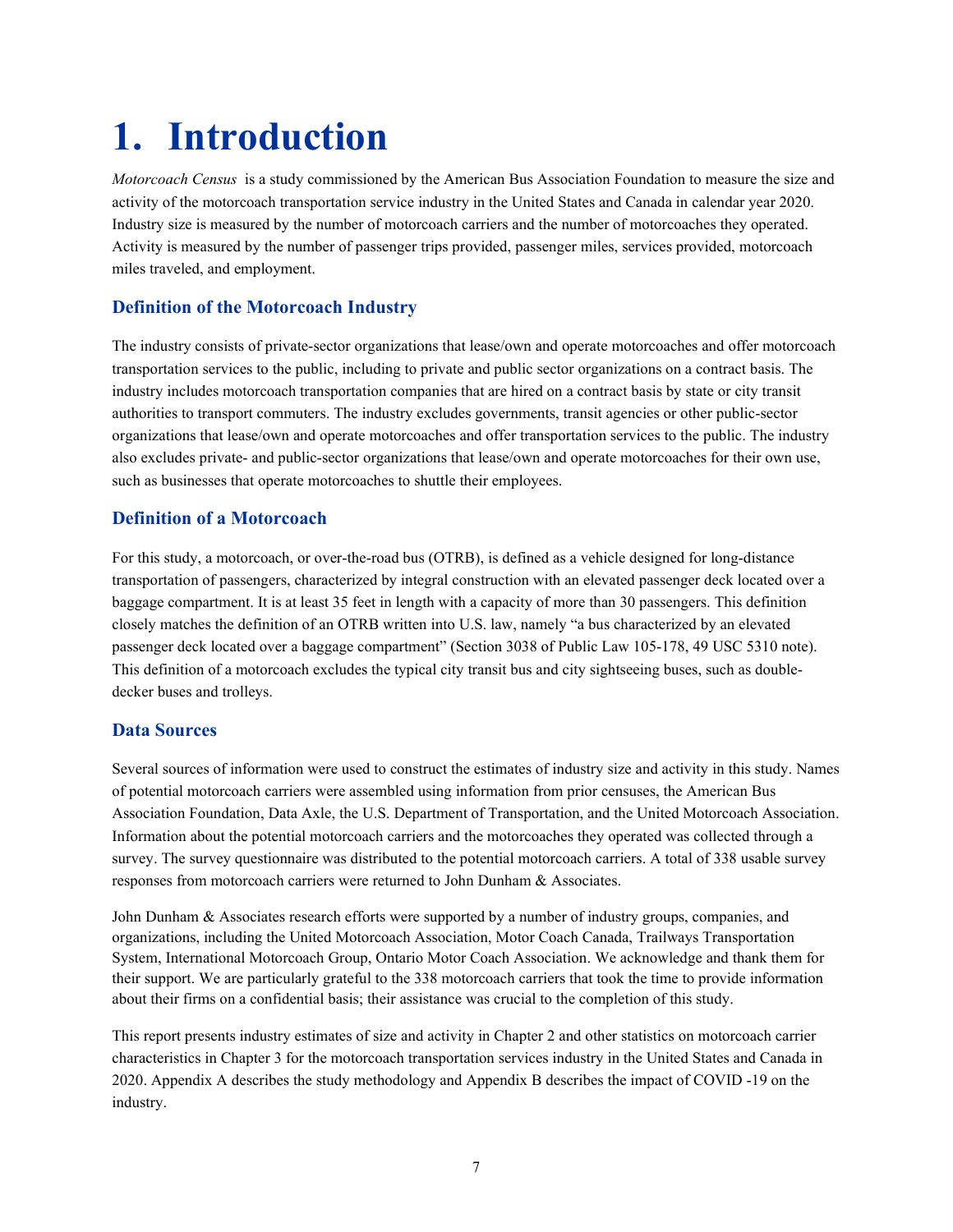# 1. Introduction

*Motorcoach Census* is a study commissioned by the American Bus Association Foundation to measure the size and activity of the motorcoach transportation service industry in the United States and Canada in calendar year 2020. Industry size is measured by the number of motorcoach carriers and the number of motorcoaches they operated. Activity is measured by the number of passenger trips provided, passenger miles, services provided, motorcoach miles traveled, and employment.

## Definition of the Motorcoach Industry

The industry consists of private-sector organizations that lease/own and operate motorcoaches and offer motorcoach transportation services to the public, including to private and public sector organizations on a contract basis. The industry includes motorcoach transportation companies that are hired on a contract basis by state or city transit authorities to transport commuters. The industry excludes governments, transit agencies or other public-sector organizations that lease/own and operate motorcoaches and offer transportation services to the public. The industry also excludes private- and public-sector organizations that lease/own and operate motorcoaches for their own use, such as businesses that operate motorcoaches to shuttle their employees.

## Definition of a Motorcoach

For this study, a motorcoach, or over-the-road bus (OTRB), is defined as a vehicle designed for long-distance transportation of passengers, characterized by integral construction with an elevated passenger deck located over a baggage compartment. It is at least 35 feet in length with a capacity of more than 30 passengers. This definition closely matches the definition of an OTRB written into U.S. law, namely "a bus characterized by an elevated passenger deck located over a baggage compartment" (Section 3038 of Public Law 105-178, 49 USC 5310 note). This definition of a motorcoach excludes the typical city transit bus and city sightseeing buses, such as double-decker buses and trolleys.

## Data Sources

Several sources of information were used to construct the estimates of industry size and activity in this study. Names of potential motorcoach carriers were assembled using information from prior censuses, the American Bus Association Foundation, Data Axle, the U.S. Department of Transportation, and the United Motorcoach Association. Information about the potential motorcoach carriers and the motorcoaches they operated was collected through a survey. The survey questionnaire was distributed to the potential motorcoach carriers. A total of 338 usable survey responses from motorcoach carriers were returned to John Dunham & Associates.

John Dunham & Associates research efforts were supported by a number of industry groups, companies, and organizations, including the United Motorcoach Association, Motor Coach Canada, Trailways Transportation System, International Motorcoach Group, Ontario Motor Coach Association. We acknowledge and thank them for their support. We are particularly grateful to the 338 motorcoach carriers that took the time to provide information about their firms on a confidential basis; their assistance was crucial to the completion of this study.

This report presents industry estimates of size and activity in Chapter 2 and other statistics on motorcoach carrier characteristics in Chapter 3 for the motorcoach transportation services industry in the United States and Canada in 2020. Appendix A describes the study methodology and Appendix B describes the impact of COVID -19 on the industry.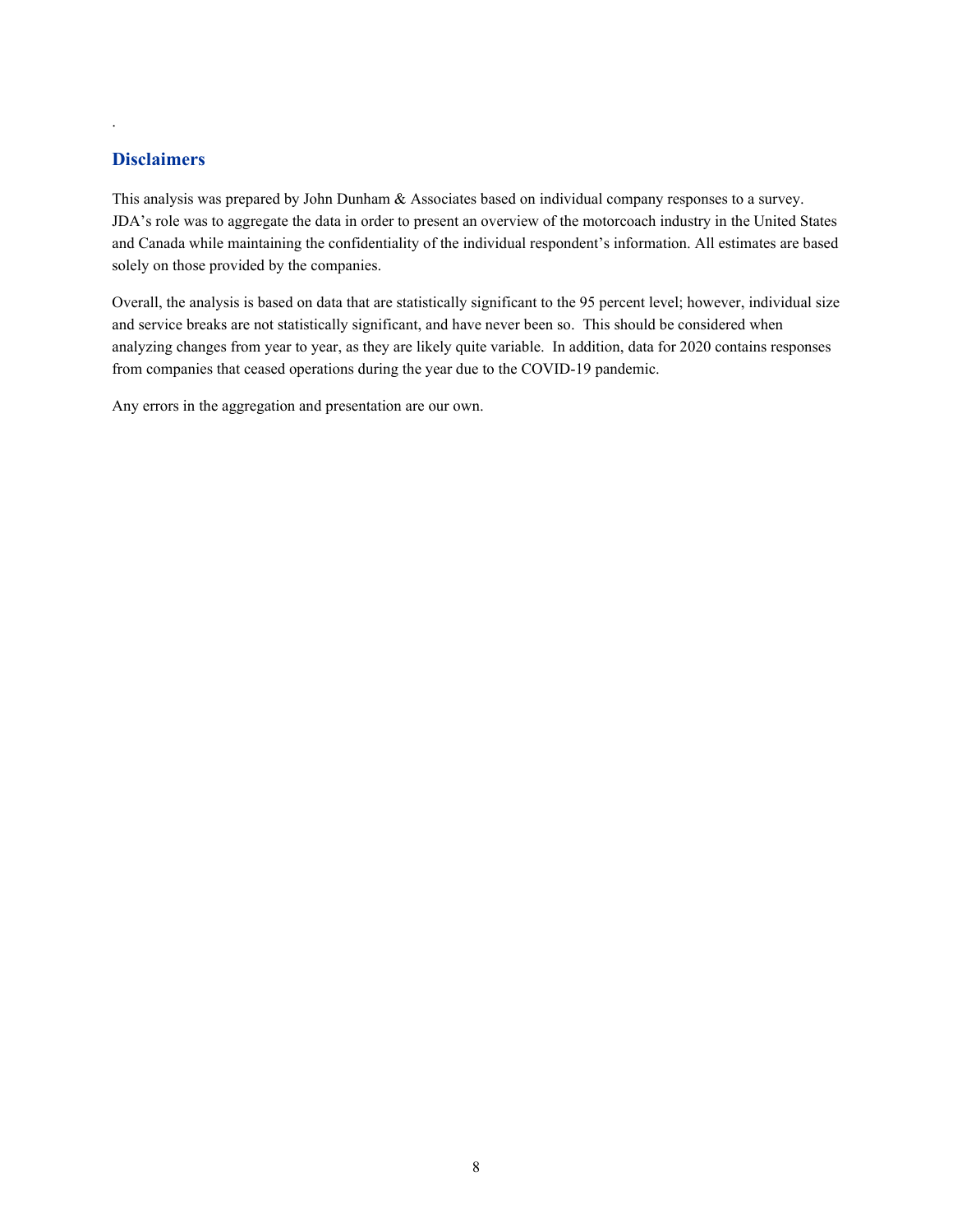## Disclaimers

This analysis was prepared by John Dunham & Associates based on individual company responses to a survey. JDA's role was to aggregate the data in order to present an overview of the motorcoach industry in the United States and Canada while maintaining the confidentiality of the individual respondent's information. All estimates are based solely on those provided by the companies.

Overall, the analysis is based on data that are statistically significant to the 95 percent level; however, individual size and service breaks are not statistically significant, and have never been so. This should be considered when analyzing changes from year to year, as they are likely quite variable. In addition, data for 2020 contains responses from companies that ceased operations during the year due to the COVID-19 pandemic.

Any errors in the aggregation and presentation are our own.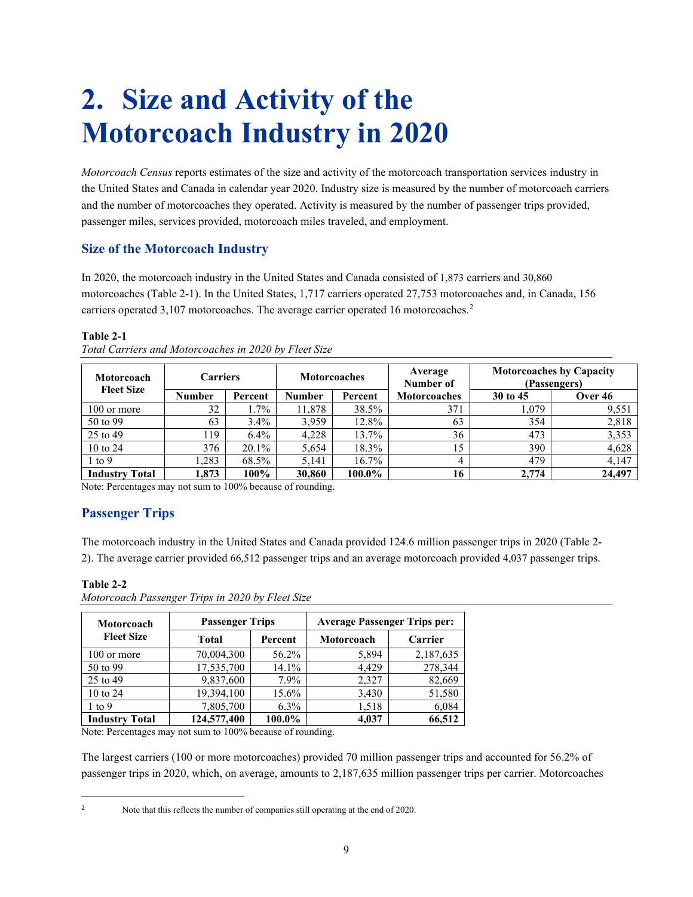# 2. Size and Activity of the Motorcoach Industry in 2020

*Motorcoach Census* reports estimates of the size and activity of the motorcoach transportation services industry in the United States and Canada in calendar year 2020. Industry size is measured by the number of motorcoach carriers and the number of motorcoaches they operated. Activity is measured by the number of passenger trips provided, passenger miles, services provided, motorcoach miles traveled, and employment.

## Size of the Motorcoach Industry

In 2020, the motorcoach industry in the United States and Canada consisted of 1,873 carriers and 30,860 motorcoaches (Table 2-1). In the United States, 1,717 carriers operated 27,753 motorcoaches and, in Canada, 156 carriers operated 3,107 motorcoaches. The average carrier operated 16 motorcoaches.[2]

**Table 2-1**
*Total Carriers and Motorcoaches in 2020 by Fleet Size*

| Motorcoach Fleet Size | Carriers | | Motorcoaches | | Average Number of Motorcoaches | Motorcoaches by Capacity (Passengers) | |
|---|---|---|---|---|---|---|---|
| | Number | Percent | Number | Percent | | 30 to 45 | Over 46 |
| 100 or more | 32 | 1.7% | 11,878 | 38.5% | 371 | 1,079 | 9,551 |
| 50 to 99 | 63 | 3.4% | 3,959 | 12.8% | 63 | 354 | 2,818 |
| 25 to 49 | 119 | 6.4% | 4,228 | 13.7% | 36 | 473 | 3,353 |
| 10 to 24 | 376 | 20.1% | 5,654 | 18.3% | 15 | 390 | 4,628 |
| 1 to 9 | 1,283 | 68.5% | 5,141 | 16.7% | 4 | 479 | 4,147 |
| **Industry Total** | **1,873** | **100%** | **30,860** | **100.0%** | **16** | **2,774** | **24,497** |

Note: Percentages may not sum to 100% because of rounding.

## Passenger Trips

The motorcoach industry in the United States and Canada provided 124.6 million passenger trips in 2020 (Table 2-2). The average carrier provided 66,512 passenger trips and an average motorcoach provided 4,037 passenger trips.

**Table 2-2**
*Motorcoach Passenger Trips in 2020 by Fleet Size*

| Motorcoach Fleet Size | Passenger Trips | | Average Passenger Trips per: | |
|---|---|---|---|---|
| | Total | Percent | Motorcoach | Carrier |
| 100 or more | 70,004,300 | 56.2% | 5,894 | 2,187,635 |
| 50 to 99 | 17,535,700 | 14.1% | 4,429 | 278,344 |
| 25 to 49 | 9,837,600 | 7.9% | 2,327 | 82,669 |
| 10 to 24 | 19,394,100 | 15.6% | 3,430 | 51,580 |
| 1 to 9 | 7,805,700 | 6.3% | 1,518 | 6,084 |
| **Industry Total** | **124,577,400** | **100.0%** | **4,037** | **66,512** |

Note: Percentages may not sum to 100% because of rounding.

The largest carriers (100 or more motorcoaches) provided 70 million passenger trips and accounted for 56.2% of passenger trips in 2020, which, on average, amounts to 2,187,635 million passenger trips per carrier. Motorcoaches

[2] Note that this reflects the number of companies still operating at the end of 2020.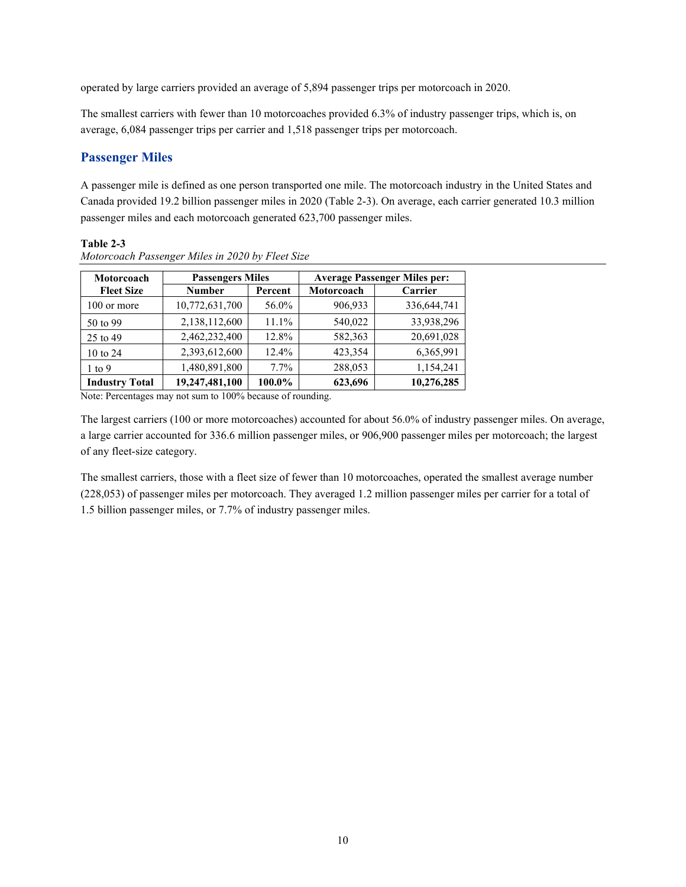operated by large carriers provided an average of 5,894 passenger trips per motorcoach in 2020.

The smallest carriers with fewer than 10 motorcoaches provided 6.3% of industry passenger trips, which is, on average, 6,084 passenger trips per carrier and 1,518 passenger trips per motorcoach.

## Passenger Miles

A passenger mile is defined as one person transported one mile. The motorcoach industry in the United States and Canada provided 19.2 billion passenger miles in 2020 (Table 2-3). On average, each carrier generated 10.3 million passenger miles and each motorcoach generated 623,700 passenger miles.

**Table 2-3**
*Motorcoach Passenger Miles in 2020 by Fleet Size*

| Motorcoach Fleet Size | Passengers Miles | | Average Passenger Miles per: | |
|---|---|---|---|---|
| | Number | Percent | Motorcoach | Carrier |
| 100 or more | 10,772,631,700 | 56.0% | 906,933 | 336,644,741 |
| 50 to 99 | 2,138,112,600 | 11.1% | 540,022 | 33,938,296 |
| 25 to 49 | 2,462,232,400 | 12.8% | 582,363 | 20,691,028 |
| 10 to 24 | 2,393,612,600 | 12.4% | 423,354 | 6,365,991 |
| 1 to 9 | 1,480,891,800 | 7.7% | 288,053 | 1,154,241 |
| **Industry Total** | **19,247,481,100** | **100.0%** | **623,696** | **10,276,285** |

Note: Percentages may not sum to 100% because of rounding.

The largest carriers (100 or more motorcoaches) accounted for about 56.0% of industry passenger miles. On average, a large carrier accounted for 336.6 million passenger miles, or 906,900 passenger miles per motorcoach; the largest of any fleet-size category.

The smallest carriers, those with a fleet size of fewer than 10 motorcoaches, operated the smallest average number (228,053) of passenger miles per motorcoach. They averaged 1.2 million passenger miles per carrier for a total of 1.5 billion passenger miles, or 7.7% of industry passenger miles.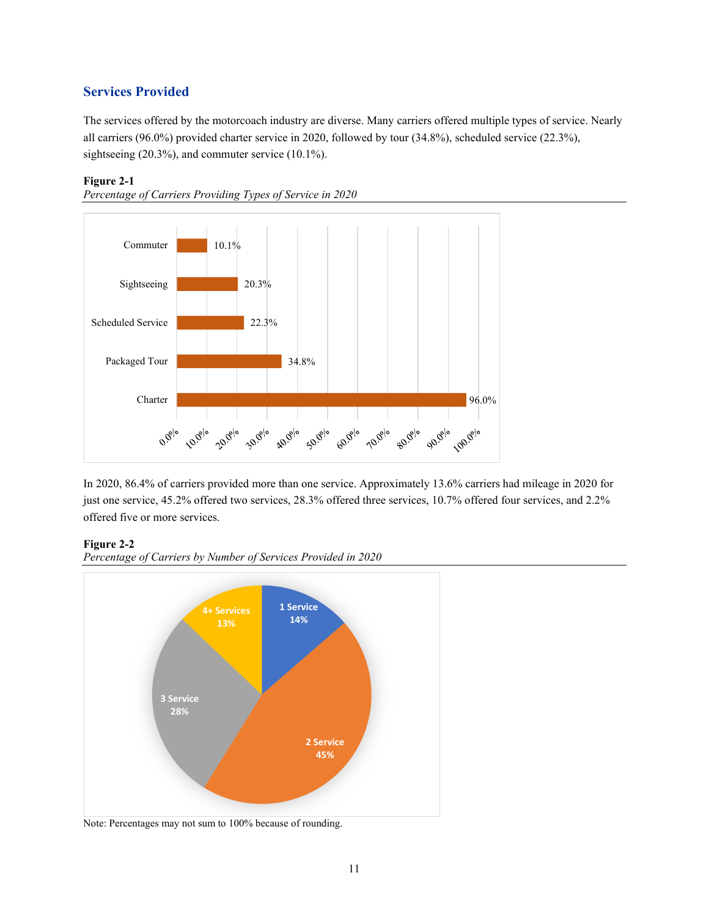## Services Provided

The services offered by the motorcoach industry are diverse. Many carriers offered multiple types of service. Nearly all carriers (96.0%) provided charter service in 2020, followed by tour (34.8%), scheduled service (22.3%), sightseeing (20.3%), and commuter service (10.1%).

**Figure 2-1**
*Percentage of Carriers Providing Types of Service in 2020*

| Type of Service | Percentage |
|---|---|
| Commuter | 10.1% |
| Sightseeing | 20.3% |
| Scheduled Service | 22.3% |
| Packaged Tour | 34.8% |
| Charter | 96.0% |

In 2020, 86.4% of carriers provided more than one service. Approximately 13.6% carriers had mileage in 2020 for just one service, 45.2% offered two services, 28.3% offered three services, 10.7% offered four services, and 2.2% offered five or more services.

**Figure 2-2**
*Percentage of Carriers by Number of Services Provided in 2020*

| Number of Services | Percentage |
|---|---|
| 1 Service | 14% |
| 2 Service | 45% |
| 3 Service | 28% |
| 4+ Services | 13% |

Note: Percentages may not sum to 100% because of rounding.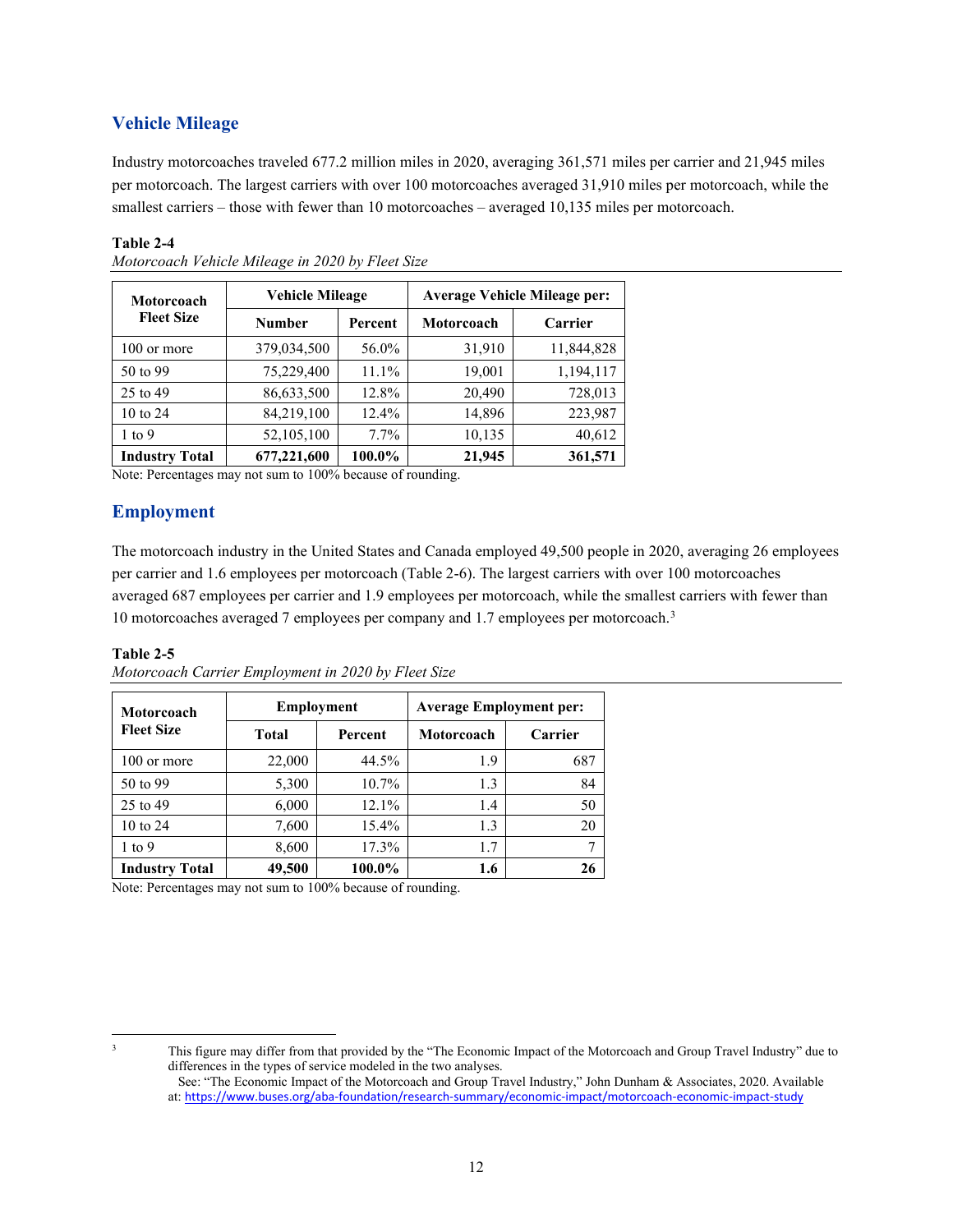## Vehicle Mileage

Industry motorcoaches traveled 677.2 million miles in 2020, averaging 361,571 miles per carrier and 21,945 miles per motorcoach. The largest carriers with over 100 motorcoaches averaged 31,910 miles per motorcoach, while the smallest carriers – those with fewer than 10 motorcoaches – averaged 10,135 miles per motorcoach.

**Table 2-4**
*Motorcoach Vehicle Mileage in 2020 by Fleet Size*

| Motorcoach Fleet Size | Vehicle Mileage | | Average Vehicle Mileage per: | |
|---|---|---|---|---|
| | Number | Percent | Motorcoach | Carrier |
| 100 or more | 379,034,500 | 56.0% | 31,910 | 11,844,828 |
| 50 to 99 | 75,229,400 | 11.1% | 19,001 | 1,194,117 |
| 25 to 49 | 86,633,500 | 12.8% | 20,490 | 728,013 |
| 10 to 24 | 84,219,100 | 12.4% | 14,896 | 223,987 |
| 1 to 9 | 52,105,100 | 7.7% | 10,135 | 40,612 |
| **Industry Total** | **677,221,600** | **100.0%** | **21,945** | **361,571** |

Note: Percentages may not sum to 100% because of rounding.

## Employment

The motorcoach industry in the United States and Canada employed 49,500 people in 2020, averaging 26 employees per carrier and 1.6 employees per motorcoach (Table 2-6). The largest carriers with over 100 motorcoaches averaged 687 employees per carrier and 1.9 employees per motorcoach, while the smallest carriers with fewer than 10 motorcoaches averaged 7 employees per company and 1.7 employees per motorcoach.[3]

**Table 2-5**
*Motorcoach Carrier Employment in 2020 by Fleet Size*

| Motorcoach Fleet Size | Employment | | Average Employment per: | |
|---|---|---|---|---|
| | Total | Percent | Motorcoach | Carrier |
| 100 or more | 22,000 | 44.5% | 1.9 | 687 |
| 50 to 99 | 5,300 | 10.7% | 1.3 | 84 |
| 25 to 49 | 6,000 | 12.1% | 1.4 | 50 |
| 10 to 24 | 7,600 | 15.4% | 1.3 | 20 |
| 1 to 9 | 8,600 | 17.3% | 1.7 | 7 |
| **Industry Total** | **49,500** | **100.0%** | **1.6** | **26** |

Note: Percentages may not sum to 100% because of rounding.

[3] This figure may differ from that provided by the "The Economic Impact of the Motorcoach and Group Travel Industry" due to differences in the types of service modeled in the two analyses.
See: "The Economic Impact of the Motorcoach and Group Travel Industry," John Dunham & Associates, 2020. Available at: https://www.buses.org/aba-foundation/research-summary/economic-impact/motorcoach-economic-impact-study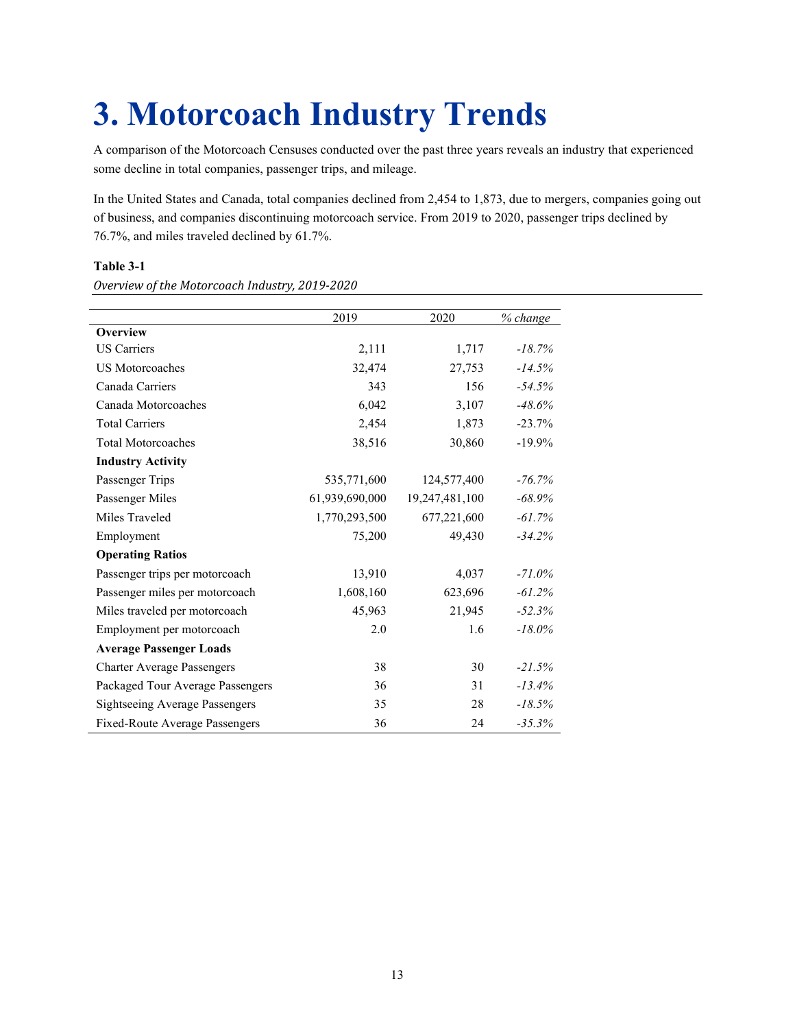# 3. Motorcoach Industry Trends

A comparison of the Motorcoach Censuses conducted over the past three years reveals an industry that experienced some decline in total companies, passenger trips, and mileage.

In the United States and Canada, total companies declined from 2,454 to 1,873, due to mergers, companies going out of business, and companies discontinuing motorcoach service. From 2019 to 2020, passenger trips declined by 76.7%, and miles traveled declined by 61.7%.

**Table 3-1**

*Overview of the Motorcoach Industry, 2019-2020*

| | 2019 | 2020 | *% change* |
|---|---|---|---|
| **Overview** | | | |
| US Carriers | 2,111 | 1,717 | *-18.7%* |
| US Motorcoaches | 32,474 | 27,753 | *-14.5%* |
| Canada Carriers | 343 | 156 | *-54.5%* |
| Canada Motorcoaches | 6,042 | 3,107 | *-48.6%* |
| Total Carriers | 2,454 | 1,873 | -23.7% |
| Total Motorcoaches | 38,516 | 30,860 | -19.9% |
| **Industry Activity** | | | |
| Passenger Trips | 535,771,600 | 124,577,400 | *-76.7%* |
| Passenger Miles | 61,939,690,000 | 19,247,481,100 | *-68.9%* |
| Miles Traveled | 1,770,293,500 | 677,221,600 | *-61.7%* |
| Employment | 75,200 | 49,430 | *-34.2%* |
| **Operating Ratios** | | | |
| Passenger trips per motorcoach | 13,910 | 4,037 | *-71.0%* |
| Passenger miles per motorcoach | 1,608,160 | 623,696 | *-61.2%* |
| Miles traveled per motorcoach | 45,963 | 21,945 | *-52.3%* |
| Employment per motorcoach | 2.0 | 1.6 | *-18.0%* |
| **Average Passenger Loads** | | | |
| Charter Average Passengers | 38 | 30 | *-21.5%* |
| Packaged Tour Average Passengers | 36 | 31 | *-13.4%* |
| Sightseeing Average Passengers | 35 | 28 | *-18.5%* |
| Fixed-Route Average Passengers | 36 | 24 | *-35.3%* |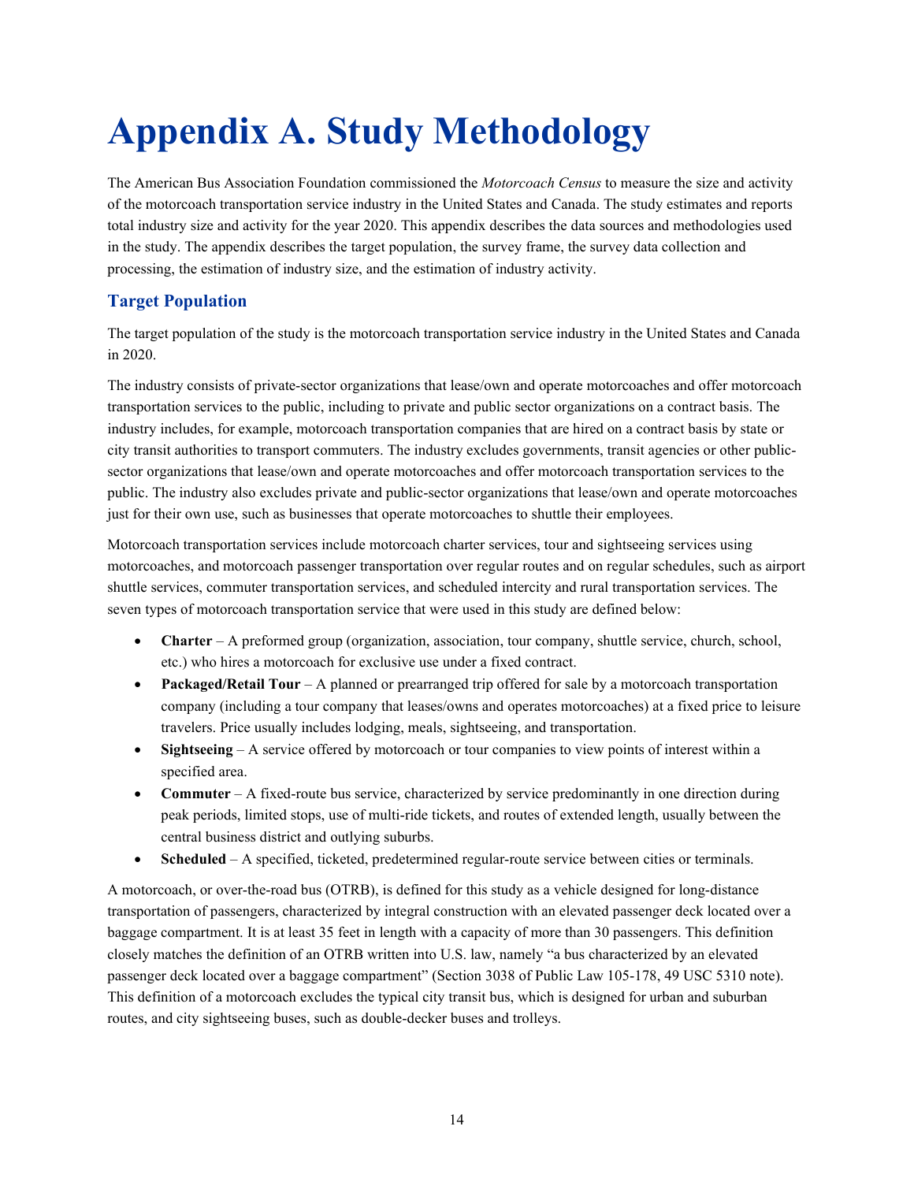# Appendix A. Study Methodology

The American Bus Association Foundation commissioned the *Motorcoach Census* to measure the size and activity of the motorcoach transportation service industry in the United States and Canada. The study estimates and reports total industry size and activity for the year 2020. This appendix describes the data sources and methodologies used in the study. The appendix describes the target population, the survey frame, the survey data collection and processing, the estimation of industry size, and the estimation of industry activity.

## Target Population

The target population of the study is the motorcoach transportation service industry in the United States and Canada in 2020.

The industry consists of private-sector organizations that lease/own and operate motorcoaches and offer motorcoach transportation services to the public, including to private and public sector organizations on a contract basis. The industry includes, for example, motorcoach transportation companies that are hired on a contract basis by state or city transit authorities to transport commuters. The industry excludes governments, transit agencies or other public-sector organizations that lease/own and operate motorcoaches and offer motorcoach transportation services to the public. The industry also excludes private and public-sector organizations that lease/own and operate motorcoaches just for their own use, such as businesses that operate motorcoaches to shuttle their employees.

Motorcoach transportation services include motorcoach charter services, tour and sightseeing services using motorcoaches, and motorcoach passenger transportation over regular routes and on regular schedules, such as airport shuttle services, commuter transportation services, and scheduled intercity and rural transportation services. The seven types of motorcoach transportation service that were used in this study are defined below:

- **Charter** – A preformed group (organization, association, tour company, shuttle service, church, school, etc.) who hires a motorcoach for exclusive use under a fixed contract.
- **Packaged/Retail Tour** – A planned or prearranged trip offered for sale by a motorcoach transportation company (including a tour company that leases/owns and operates motorcoaches) at a fixed price to leisure travelers. Price usually includes lodging, meals, sightseeing, and transportation.
- **Sightseeing** – A service offered by motorcoach or tour companies to view points of interest within a specified area.
- **Commuter** – A fixed-route bus service, characterized by service predominantly in one direction during peak periods, limited stops, use of multi-ride tickets, and routes of extended length, usually between the central business district and outlying suburbs.
- **Scheduled** – A specified, ticketed, predetermined regular-route service between cities or terminals.

A motorcoach, or over-the-road bus (OTRB), is defined for this study as a vehicle designed for long-distance transportation of passengers, characterized by integral construction with an elevated passenger deck located over a baggage compartment. It is at least 35 feet in length with a capacity of more than 30 passengers. This definition closely matches the definition of an OTRB written into U.S. law, namely "a bus characterized by an elevated passenger deck located over a baggage compartment" (Section 3038 of Public Law 105-178, 49 USC 5310 note). This definition of a motorcoach excludes the typical city transit bus, which is designed for urban and suburban routes, and city sightseeing buses, such as double-decker buses and trolleys.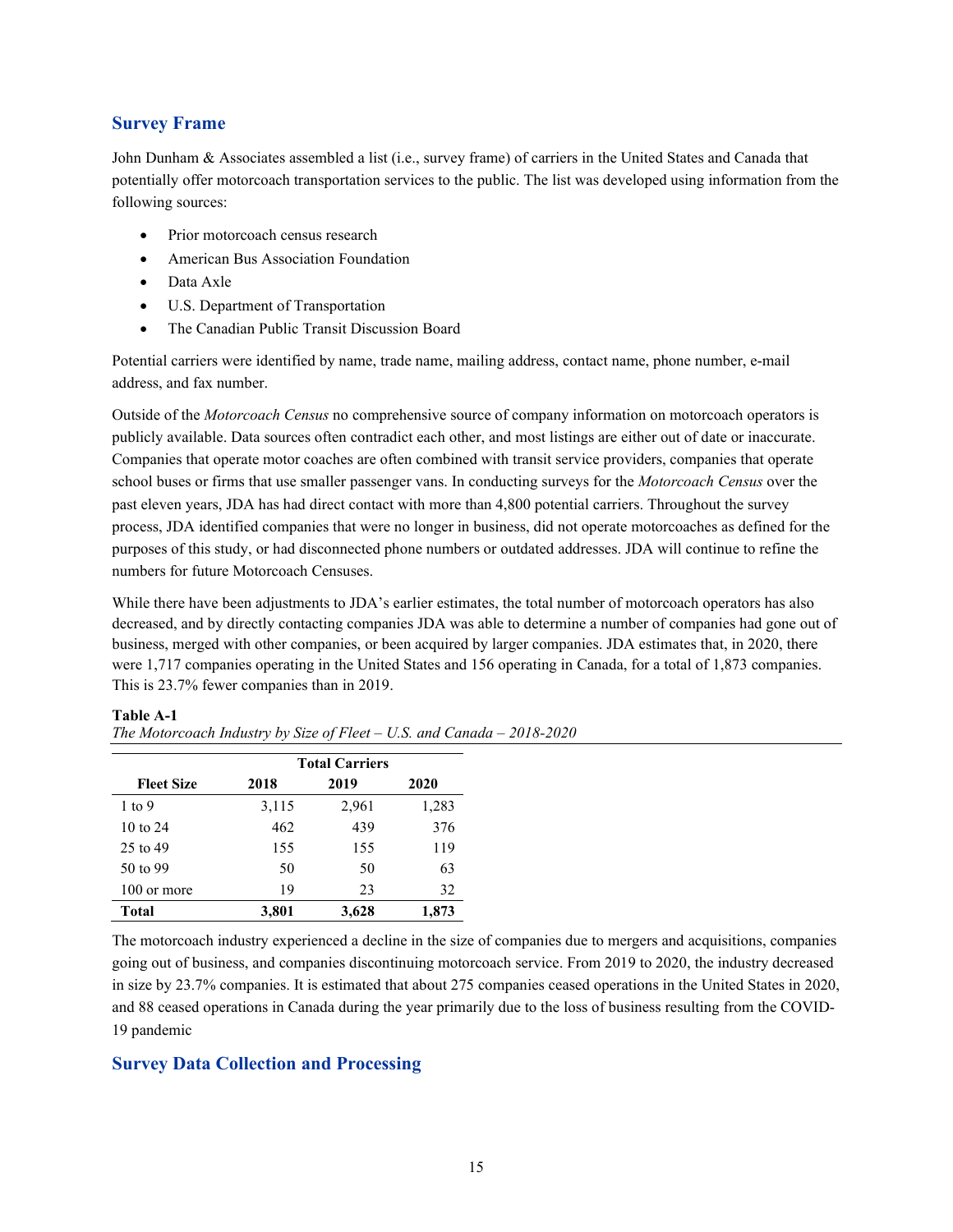## Survey Frame

John Dunham & Associates assembled a list (i.e., survey frame) of carriers in the United States and Canada that potentially offer motorcoach transportation services to the public. The list was developed using information from the following sources:

- Prior motorcoach census research
- American Bus Association Foundation
- Data Axle
- U.S. Department of Transportation
- The Canadian Public Transit Discussion Board

Potential carriers were identified by name, trade name, mailing address, contact name, phone number, e-mail address, and fax number.

Outside of the *Motorcoach Census* no comprehensive source of company information on motorcoach operators is publicly available. Data sources often contradict each other, and most listings are either out of date or inaccurate. Companies that operate motor coaches are often combined with transit service providers, companies that operate school buses or firms that use smaller passenger vans. In conducting surveys for the *Motorcoach Census* over the past eleven years, JDA has had direct contact with more than 4,800 potential carriers. Throughout the survey process, JDA identified companies that were no longer in business, did not operate motorcoaches as defined for the purposes of this study, or had disconnected phone numbers or outdated addresses. JDA will continue to refine the numbers for future Motorcoach Censuses.

While there have been adjustments to JDA's earlier estimates, the total number of motorcoach operators has also decreased, and by directly contacting companies JDA was able to determine a number of companies had gone out of business, merged with other companies, or been acquired by larger companies. JDA estimates that, in 2020, there were 1,717 companies operating in the United States and 156 operating in Canada, for a total of 1,873 companies. This is 23.7% fewer companies than in 2019.

**Table A-1**
*The Motorcoach Industry by Size of Fleet – U.S. and Canada – 2018-2020*

| | Total Carriers | | |
|---|---|---|---|
| **Fleet Size** | **2018** | **2019** | **2020** |
| 1 to 9 | 3,115 | 2,961 | 1,283 |
| 10 to 24 | 462 | 439 | 376 |
| 25 to 49 | 155 | 155 | 119 |
| 50 to 99 | 50 | 50 | 63 |
| 100 or more | 19 | 23 | 32 |
| **Total** | **3,801** | **3,628** | **1,873** |

The motorcoach industry experienced a decline in the size of companies due to mergers and acquisitions, companies going out of business, and companies discontinuing motorcoach service. From 2019 to 2020, the industry decreased in size by 23.7% companies. It is estimated that about 275 companies ceased operations in the United States in 2020, and 88 ceased operations in Canada during the year primarily due to the loss of business resulting from the COVID-19 pandemic

## Survey Data Collection and Processing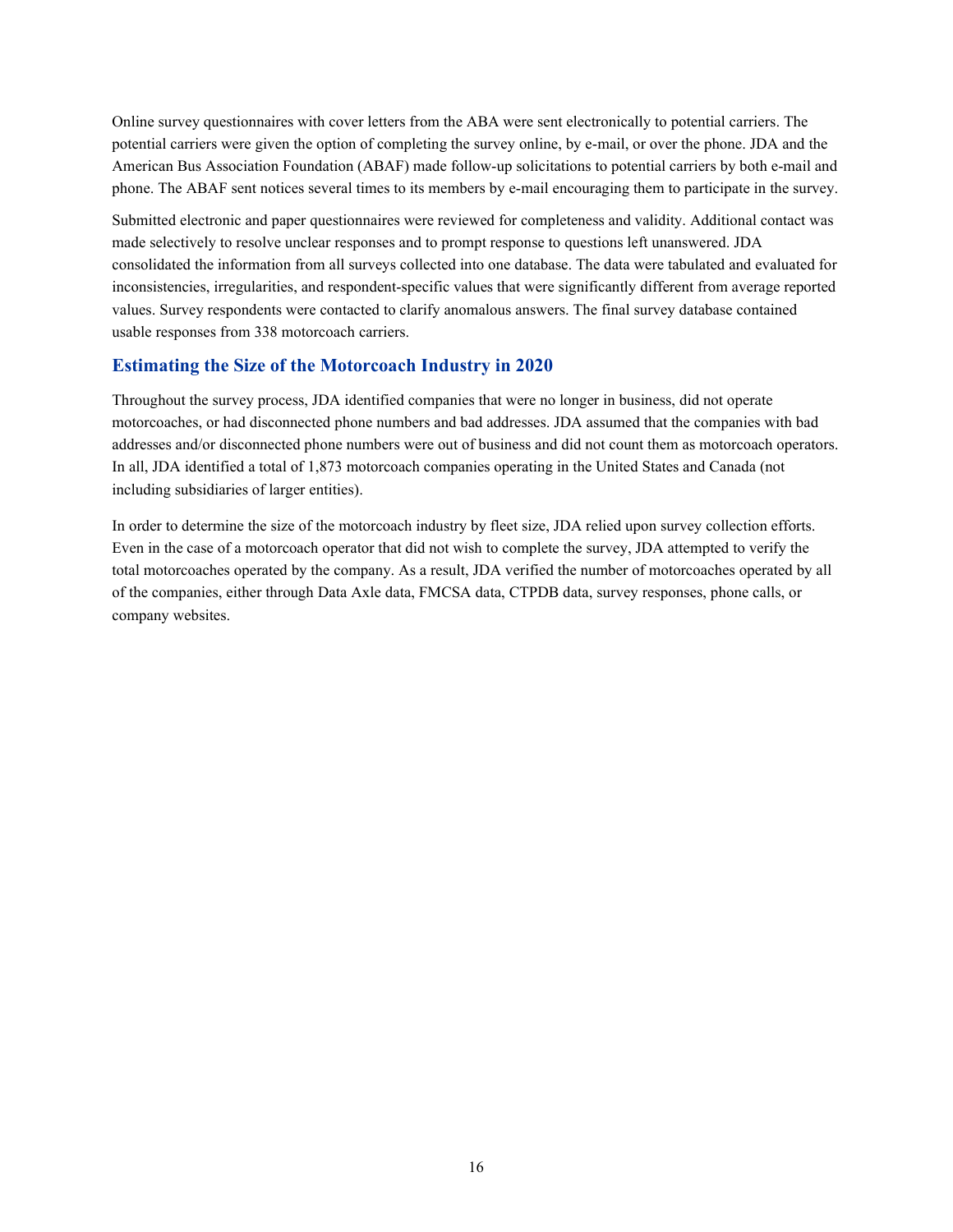Online survey questionnaires with cover letters from the ABA were sent electronically to potential carriers. The potential carriers were given the option of completing the survey online, by e-mail, or over the phone. JDA and the American Bus Association Foundation (ABAF) made follow-up solicitations to potential carriers by both e-mail and phone. The ABAF sent notices several times to its members by e-mail encouraging them to participate in the survey.

Submitted electronic and paper questionnaires were reviewed for completeness and validity. Additional contact was made selectively to resolve unclear responses and to prompt response to questions left unanswered. JDA consolidated the information from all surveys collected into one database. The data were tabulated and evaluated for inconsistencies, irregularities, and respondent-specific values that were significantly different from average reported values. Survey respondents were contacted to clarify anomalous answers. The final survey database contained usable responses from 338 motorcoach carriers.

## Estimating the Size of the Motorcoach Industry in 2020

Throughout the survey process, JDA identified companies that were no longer in business, did not operate motorcoaches, or had disconnected phone numbers and bad addresses. JDA assumed that the companies with bad addresses and/or disconnected phone numbers were out of business and did not count them as motorcoach operators. In all, JDA identified a total of 1,873 motorcoach companies operating in the United States and Canada (not including subsidiaries of larger entities).

In order to determine the size of the motorcoach industry by fleet size, JDA relied upon survey collection efforts. Even in the case of a motorcoach operator that did not wish to complete the survey, JDA attempted to verify the total motorcoaches operated by the company. As a result, JDA verified the number of motorcoaches operated by all of the companies, either through Data Axle data, FMCSA data, CTPDB data, survey responses, phone calls, or company websites.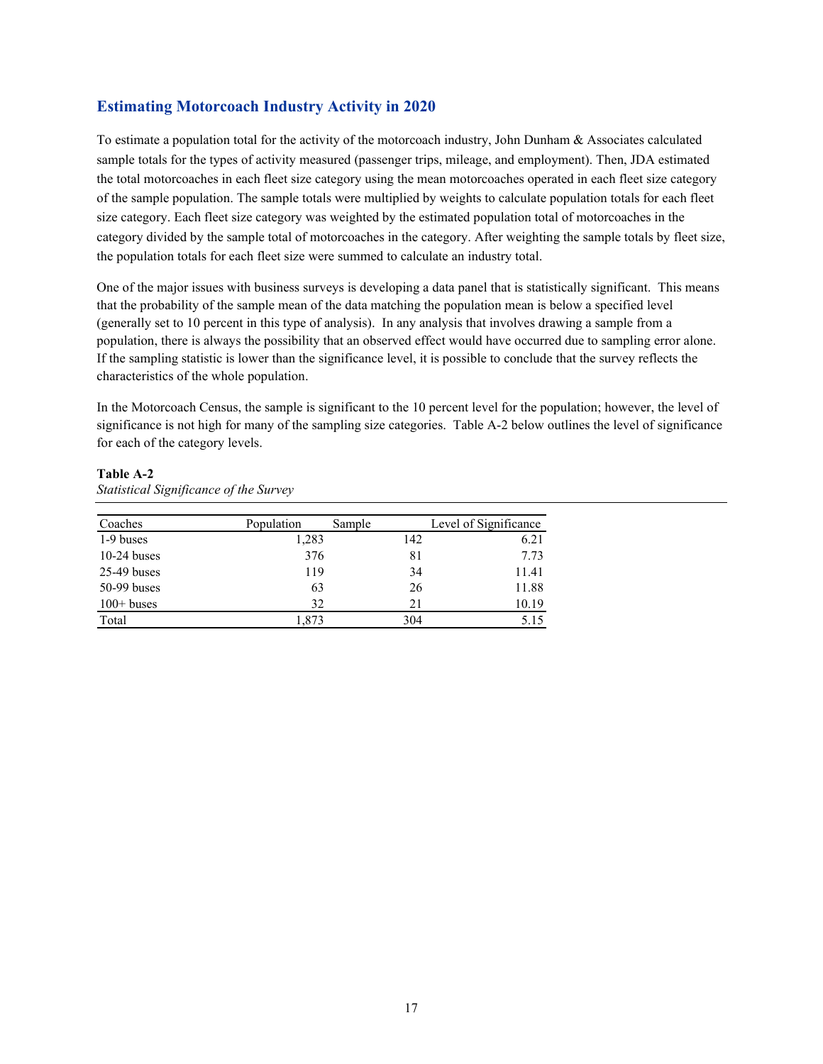## Estimating Motorcoach Industry Activity in 2020

To estimate a population total for the activity of the motorcoach industry, John Dunham & Associates calculated sample totals for the types of activity measured (passenger trips, mileage, and employment). Then, JDA estimated the total motorcoaches in each fleet size category using the mean motorcoaches operated in each fleet size category of the sample population. The sample totals were multiplied by weights to calculate population totals for each fleet size category. Each fleet size category was weighted by the estimated population total of motorcoaches in the category divided by the sample total of motorcoaches in the category. After weighting the sample totals by fleet size, the population totals for each fleet size were summed to calculate an industry total.

One of the major issues with business surveys is developing a data panel that is statistically significant. This means that the probability of the sample mean of the data matching the population mean is below a specified level (generally set to 10 percent in this type of analysis). In any analysis that involves drawing a sample from a population, there is always the possibility that an observed effect would have occurred due to sampling error alone. If the sampling statistic is lower than the significance level, it is possible to conclude that the survey reflects the characteristics of the whole population.

In the Motorcoach Census, the sample is significant to the 10 percent level for the population; however, the level of significance is not high for many of the sampling size categories. Table A-2 below outlines the level of significance for each of the category levels.

**Table A-2**
*Statistical Significance of the Survey*

| Coaches | Population | Sample | Level of Significance |
|---|---|---|---|
| 1-9 buses | 1,283 | 142 | 6.21 |
| 10-24 buses | 376 | 81 | 7.73 |
| 25-49 buses | 119 | 34 | 11.41 |
| 50-99 buses | 63 | 26 | 11.88 |
| 100+ buses | 32 | 21 | 10.19 |
| Total | 1,873 | 304 | 5.15 |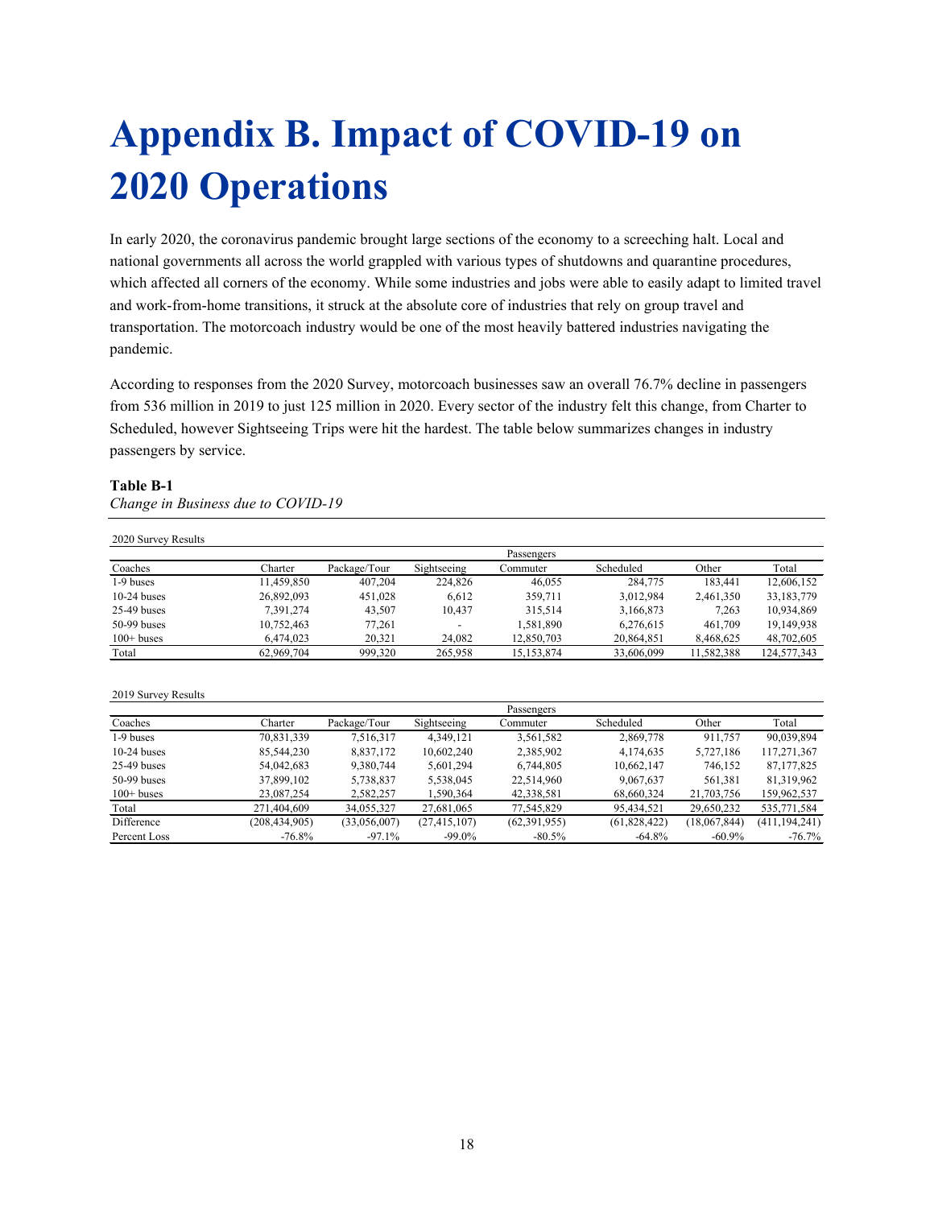# Appendix B. Impact of COVID-19 on 2020 Operations

In early 2020, the coronavirus pandemic brought large sections of the economy to a screeching halt. Local and national governments all across the world grappled with various types of shutdowns and quarantine procedures, which affected all corners of the economy. While some industries and jobs were able to easily adapt to limited travel and work-from-home transitions, it struck at the absolute core of industries that rely on group travel and transportation. The motorcoach industry would be one of the most heavily battered industries navigating the pandemic.

According to responses from the 2020 Survey, motorcoach businesses saw an overall 76.7% decline in passengers from 536 million in 2019 to just 125 million in 2020. Every sector of the industry felt this change, from Charter to Scheduled, however Sightseeing Trips were hit the hardest. The table below summarizes changes in industry passengers by service.

**Table B-1**

*Change in Business due to COVID-19*

2020 Survey Results

| | Passengers | | | | | | |
|---|---|---|---|---|---|---|---|
| Coaches | Charter | Package/Tour | Sightseeing | Commuter | Scheduled | Other | Total |
| 1-9 buses | 11,459,850 | 407,204 | 224,826 | 46,055 | 284,775 | 183,441 | 12,606,152 |
| 10-24 buses | 26,892,093 | 451,028 | 6,612 | 359,711 | 3,012,984 | 2,461,350 | 33,183,779 |
| 25-49 buses | 7,391,274 | 43,507 | 10,437 | 315,514 | 3,166,873 | 7,263 | 10,934,869 |
| 50-99 buses | 10,752,463 | 77,261 | - | 1,581,890 | 6,276,615 | 461,709 | 19,149,938 |
| 100+ buses | 6,474,023 | 20,321 | 24,082 | 12,850,703 | 20,864,851 | 8,468,625 | 48,702,605 |
| Total | 62,969,704 | 999,320 | 265,958 | 15,153,874 | 33,606,099 | 11,582,388 | 124,577,343 |

2019 Survey Results

| | Passengers | | | | | | |
|---|---|---|---|---|---|---|---|
| Coaches | Charter | Package/Tour | Sightseeing | Commuter | Scheduled | Other | Total |
| 1-9 buses | 70,831,339 | 7,516,317 | 4,349,121 | 3,561,582 | 2,869,778 | 911,757 | 90,039,894 |
| 10-24 buses | 85,544,230 | 8,837,172 | 10,602,240 | 2,385,902 | 4,174,635 | 5,727,186 | 117,271,367 |
| 25-49 buses | 54,042,683 | 9,380,744 | 5,601,294 | 6,744,805 | 10,662,147 | 746,152 | 87,177,825 |
| 50-99 buses | 37,899,102 | 5,738,837 | 5,538,045 | 22,514,960 | 9,067,637 | 561,381 | 81,319,962 |
| 100+ buses | 23,087,254 | 2,582,257 | 1,590,364 | 42,338,581 | 68,660,324 | 21,703,756 | 159,962,537 |
| Total | 271,404,609 | 34,055,327 | 27,681,065 | 77,545,829 | 95,434,521 | 29,650,232 | 535,771,584 |
| Difference | (208,434,905) | (33,056,007) | (27,415,107) | (62,391,955) | (61,828,422) | (18,067,844) | (411,194,241) |
| Percent Loss | -76.8% | -97.1% | -99.0% | -80.5% | -64.8% | -60.9% | -76.7% |